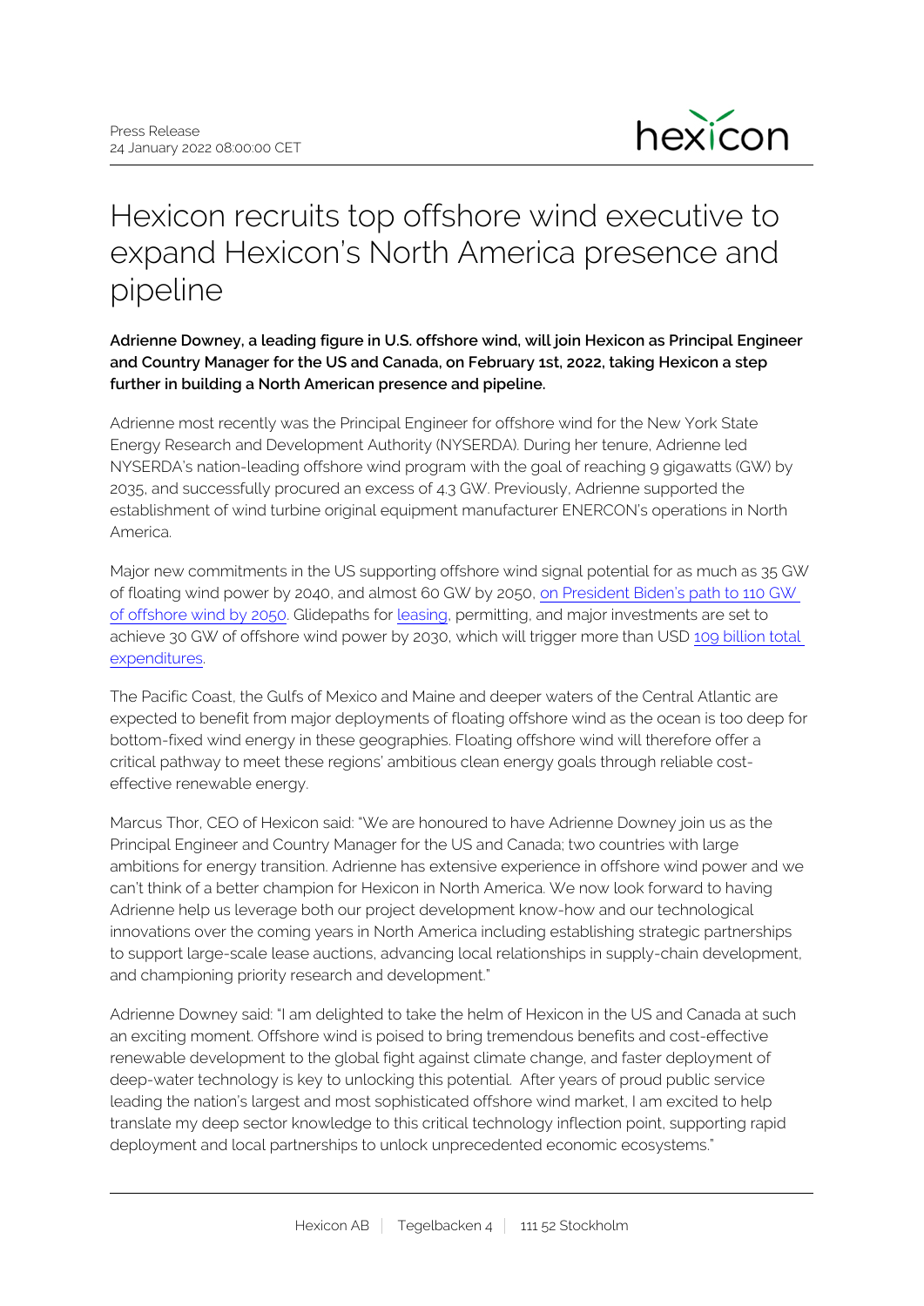Press Release
24 January 2022 08:00:00 CET

# Hexicon recruits top offshore wind executive to expand Hexicon's North America presence and pipeline

**Adrienne Downey, a leading figure in U.S. offshore wind, will join Hexicon as Principal Engineer and Country Manager for the US and Canada, on February 1st, 2022, taking Hexicon a step further in building a North American presence and pipeline.**

Adrienne most recently was the Principal Engineer for offshore wind for the New York State Energy Research and Development Authority (NYSERDA). During her tenure, Adrienne led NYSERDA's nation-leading offshore wind program with the goal of reaching 9 gigawatts (GW) by 2035, and successfully procured an excess of 4.3 GW. Previously, Adrienne supported the establishment of wind turbine original equipment manufacturer ENERCON's operations in North America.

Major new commitments in the US supporting offshore wind signal potential for as much as 35 GW of floating wind power by 2040, and almost 60 GW by 2050, on President Biden's path to 110 GW of offshore wind by 2050. Glidepaths for leasing, permitting, and major investments are set to achieve 30 GW of offshore wind power by 2030, which will trigger more than USD 109 billion total expenditures.

The Pacific Coast, the Gulfs of Mexico and Maine and deeper waters of the Central Atlantic are expected to benefit from major deployments of floating offshore wind as the ocean is too deep for bottom-fixed wind energy in these geographies. Floating offshore wind will therefore offer a critical pathway to meet these regions' ambitious clean energy goals through reliable cost-effective renewable energy.

Marcus Thor, CEO of Hexicon said: "We are honoured to have Adrienne Downey join us as the Principal Engineer and Country Manager for the US and Canada; two countries with large ambitions for energy transition. Adrienne has extensive experience in offshore wind power and we can't think of a better champion for Hexicon in North America. We now look forward to having Adrienne help us leverage both our project development know-how and our technological innovations over the coming years in North America including establishing strategic partnerships to support large-scale lease auctions, advancing local relationships in supply-chain development, and championing priority research and development."

Adrienne Downey said: "I am delighted to take the helm of Hexicon in the US and Canada at such an exciting moment. Offshore wind is poised to bring tremendous benefits and cost-effective renewable development to the global fight against climate change, and faster deployment of deep-water technology is key to unlocking this potential. After years of proud public service leading the nation's largest and most sophisticated offshore wind market, I am excited to help translate my deep sector knowledge to this critical technology inflection point, supporting rapid deployment and local partnerships to unlock unprecedented economic ecosystems."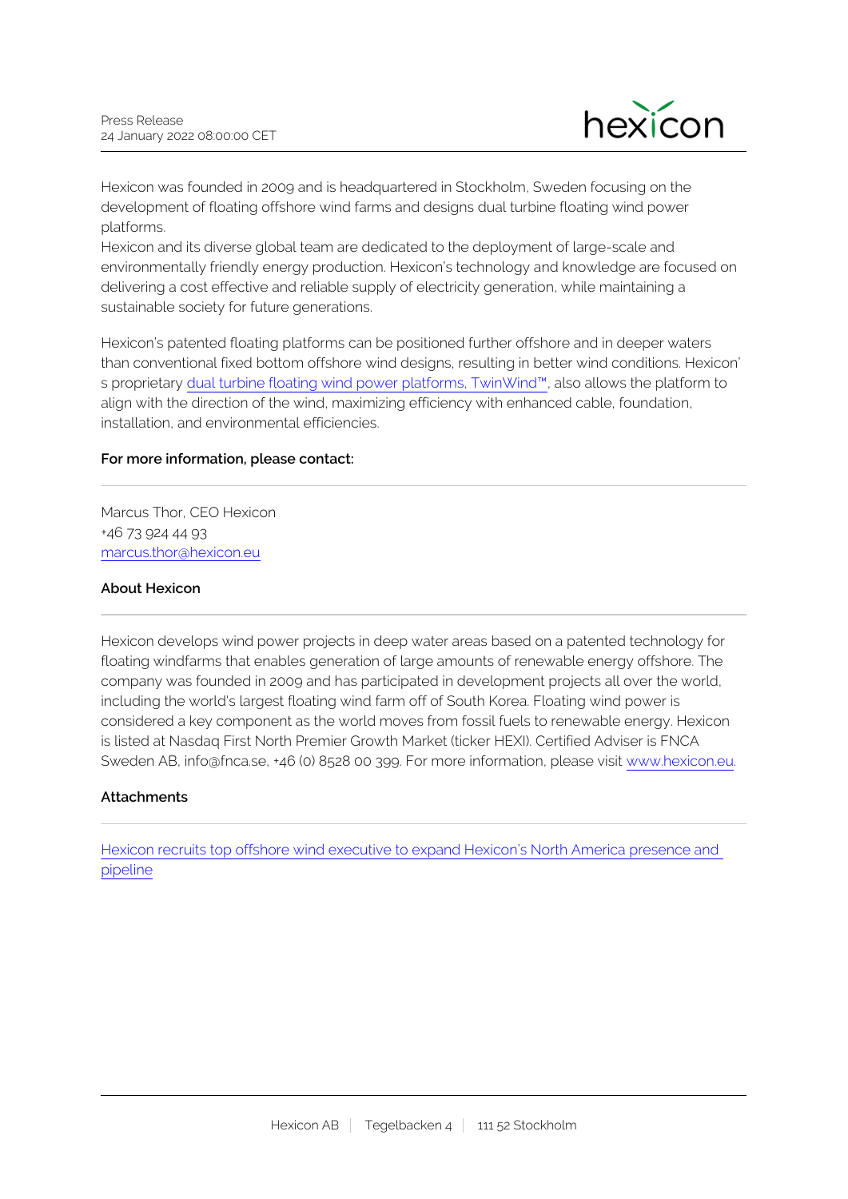Hexicon was founded in 2009 and is headquartered in Stockholm, Sweden focusing on the development of floating offshore wind farms and designs dual turbine floating wind power platforms.
Hexicon and its diverse global team are dedicated to the deployment of large-scale and environmentally friendly energy production. Hexicon's technology and knowledge are focused on delivering a cost effective and reliable supply of electricity generation, while maintaining a sustainable society for future generations.

Hexicon's patented floating platforms can be positioned further offshore and in deeper waters than conventional fixed bottom offshore wind designs, resulting in better wind conditions. Hexicon's proprietary dual turbine floating wind power platforms, TwinWind™, also allows the platform to align with the direction of the wind, maximizing efficiency with enhanced cable, foundation, installation, and environmental efficiencies.

**For more information, please contact:**

---

Marcus Thor, CEO Hexicon
+46 73 924 44 93
marcus.thor@hexicon.eu

**About Hexicon**

---

Hexicon develops wind power projects in deep water areas based on a patented technology for floating windfarms that enables generation of large amounts of renewable energy offshore. The company was founded in 2009 and has participated in development projects all over the world, including the world's largest floating wind farm off of South Korea. Floating wind power is considered a key component as the world moves from fossil fuels to renewable energy. Hexicon is listed at Nasdaq First North Premier Growth Market (ticker HEXI). Certified Adviser is FNCA Sweden AB, info@fnca.se, +46 (0) 8528 00 399. For more information, please visit www.hexicon.eu.

**Attachments**

---

Hexicon recruits top offshore wind executive to expand Hexicon's North America presence and pipeline